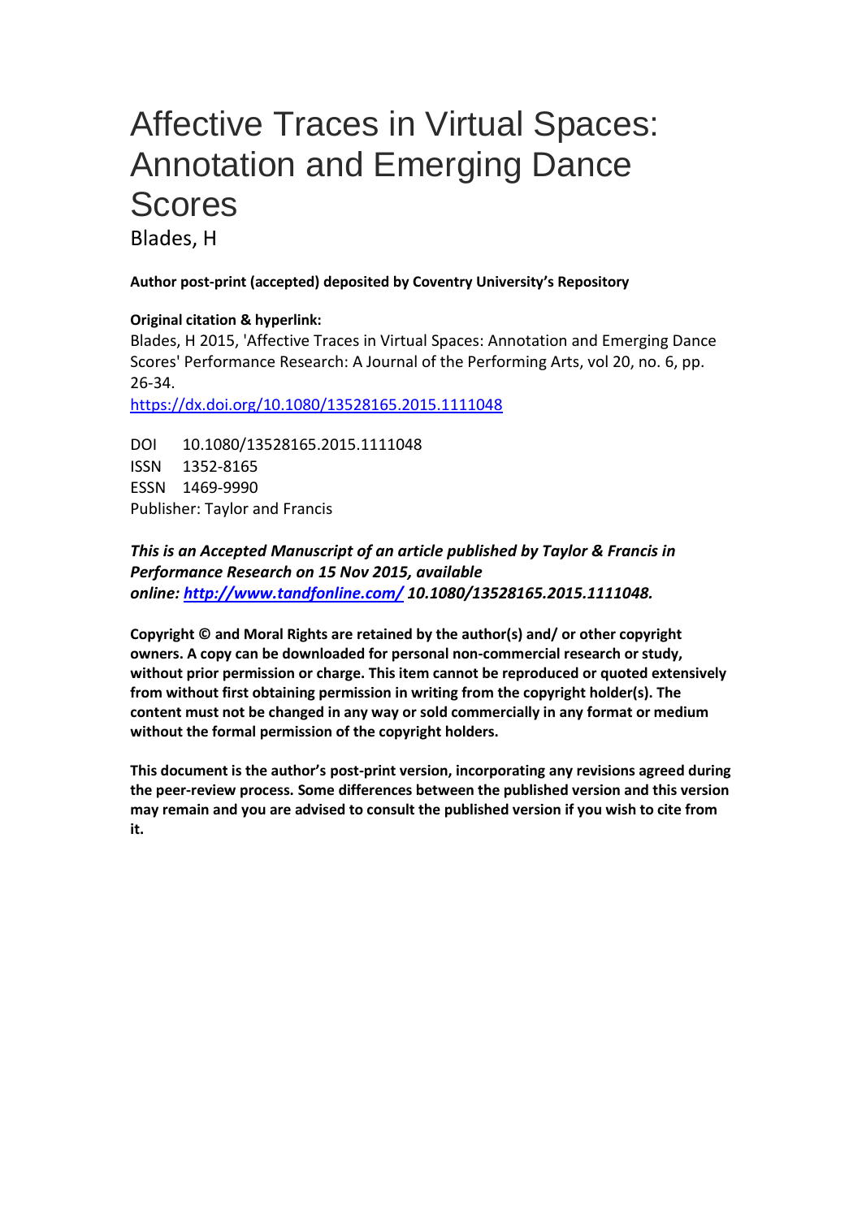# Affective Traces in Virtual Spaces: Annotation and Emerging Dance Scores

Blades, H

**Author post-print (accepted) deposited by Coventry University's Repository**

**Original citation & hyperlink:**

Blades, H 2015, 'Affective Traces in Virtual Spaces: Annotation and Emerging Dance Scores' Performance Research: A Journal of the Performing Arts, vol 20, no. 6, pp. 26-34.

https://dx.doi.org/10.1080/13528165.2015.1111048

DOI 10.1080/13528165.2015.1111048
ISSN 1352-8165
ESSN 1469-9990
Publisher: Taylor and Francis

***This is an Accepted Manuscript of an article published by Taylor & Francis in Performance Research on 15 Nov 2015, available online: http://www.tandfonline.com/ 10.1080/13528165.2015.1111048.***

**Copyright © and Moral Rights are retained by the author(s) and/ or other copyright owners. A copy can be downloaded for personal non-commercial research or study, without prior permission or charge. This item cannot be reproduced or quoted extensively from without first obtaining permission in writing from the copyright holder(s). The content must not be changed in any way or sold commercially in any format or medium without the formal permission of the copyright holders.**

**This document is the author's post-print version, incorporating any revisions agreed during the peer-review process. Some differences between the published version and this version may remain and you are advised to consult the published version if you wish to cite from it.**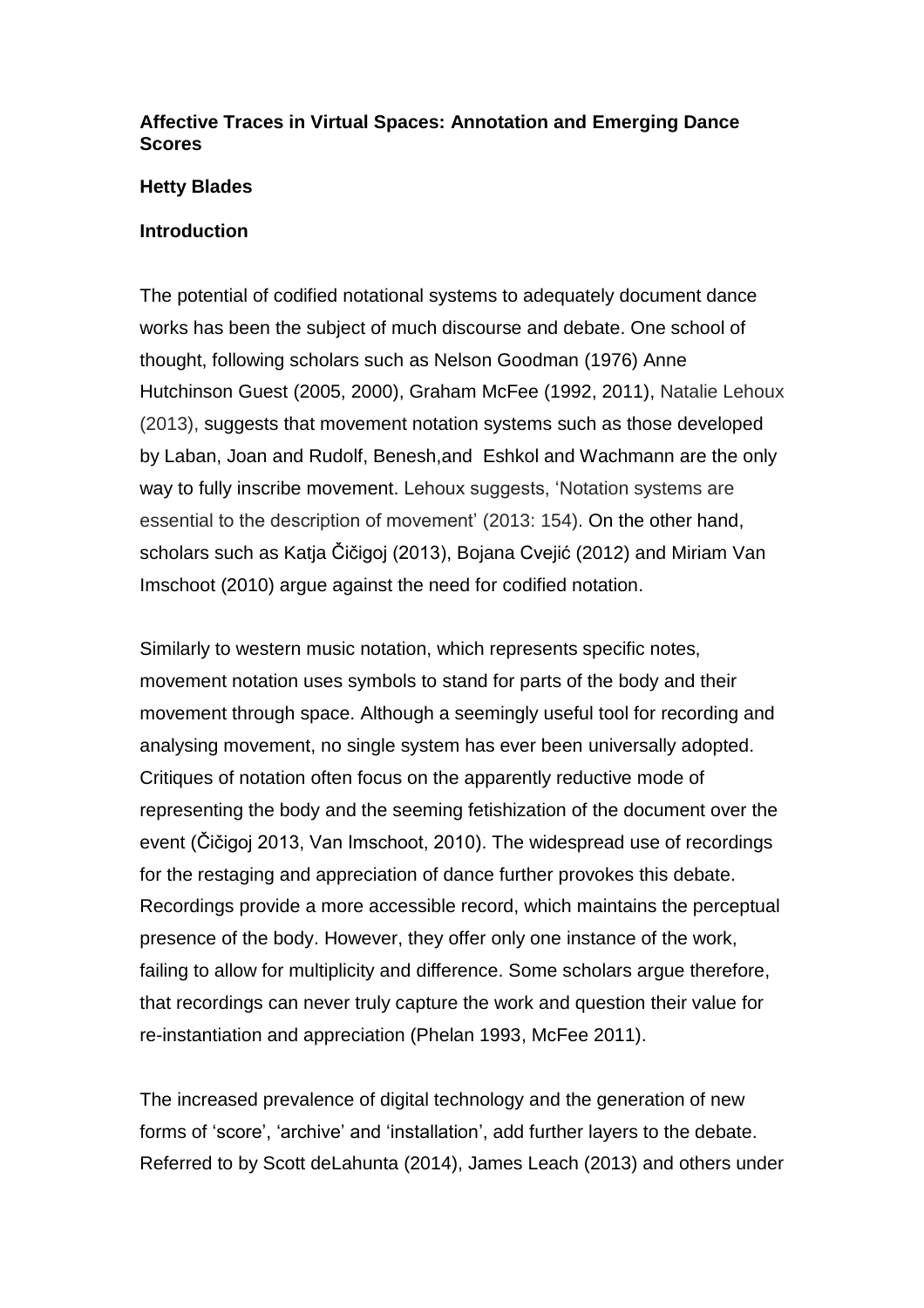**Affective Traces in Virtual Spaces: Annotation and Emerging Dance Scores**

**Hetty Blades**

**Introduction**

The potential of codified notational systems to adequately document dance works has been the subject of much discourse and debate. One school of thought, following scholars such as Nelson Goodman (1976) Anne Hutchinson Guest (2005, 2000), Graham McFee (1992, 2011), Natalie Lehoux (2013), suggests that movement notation systems such as those developed by Laban, Joan and Rudolf, Benesh,and Eshkol and Wachmann are the only way to fully inscribe movement. Lehoux suggests, 'Notation systems are essential to the description of movement' (2013: 154). On the other hand, scholars such as Katja Čičigoj (2013), Bojana Cvejić (2012) and Miriam Van Imschoot (2010) argue against the need for codified notation.

Similarly to western music notation, which represents specific notes, movement notation uses symbols to stand for parts of the body and their movement through space. Although a seemingly useful tool for recording and analysing movement, no single system has ever been universally adopted. Critiques of notation often focus on the apparently reductive mode of representing the body and the seeming fetishization of the document over the event (Čičigoj 2013, Van Imschoot, 2010). The widespread use of recordings for the restaging and appreciation of dance further provokes this debate. Recordings provide a more accessible record, which maintains the perceptual presence of the body. However, they offer only one instance of the work, failing to allow for multiplicity and difference. Some scholars argue therefore, that recordings can never truly capture the work and question their value for re-instantiation and appreciation (Phelan 1993, McFee 2011).

The increased prevalence of digital technology and the generation of new forms of 'score', 'archive' and 'installation', add further layers to the debate. Referred to by Scott deLahunta (2014), James Leach (2013) and others under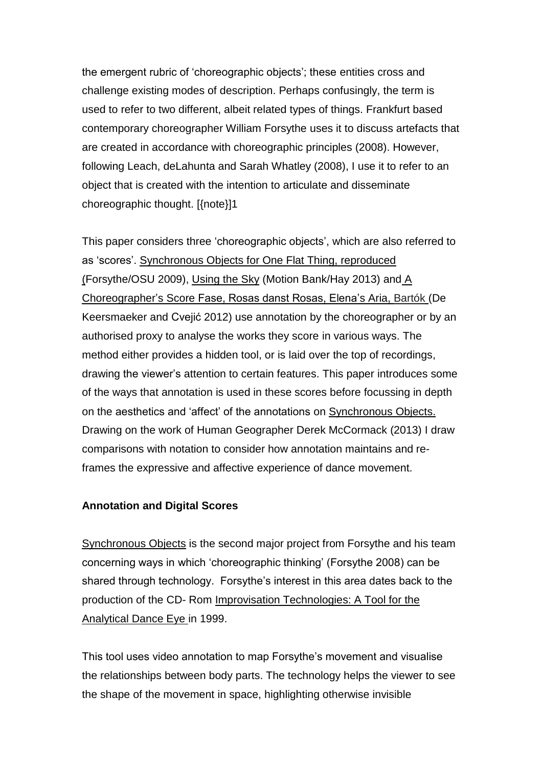the emergent rubric of 'choreographic objects'; these entities cross and challenge existing modes of description. Perhaps confusingly, the term is used to refer to two different, albeit related types of things. Frankfurt based contemporary choreographer William Forsythe uses it to discuss artefacts that are created in accordance with choreographic principles (2008). However, following Leach, deLahunta and Sarah Whatley (2008), I use it to refer to an object that is created with the intention to articulate and disseminate choreographic thought. [{note}]1

This paper considers three 'choreographic objects', which are also referred to as 'scores'. Synchronous Objects for One Flat Thing, reproduced (Forsythe/OSU 2009), Using the Sky (Motion Bank/Hay 2013) and A Choreographer's Score Fase, Rosas danst Rosas, Elena's Aria, Bartók (De Keersmaeker and Cvejić 2012) use annotation by the choreographer or by an authorised proxy to analyse the works they score in various ways. The method either provides a hidden tool, or is laid over the top of recordings, drawing the viewer's attention to certain features. This paper introduces some of the ways that annotation is used in these scores before focussing in depth on the aesthetics and 'affect' of the annotations on Synchronous Objects. Drawing on the work of Human Geographer Derek McCormack (2013) I draw comparisons with notation to consider how annotation maintains and re-frames the expressive and affective experience of dance movement.

**Annotation and Digital Scores**

Synchronous Objects is the second major project from Forsythe and his team concerning ways in which 'choreographic thinking' (Forsythe 2008) can be shared through technology. Forsythe's interest in this area dates back to the production of the CD- Rom Improvisation Technologies: A Tool for the Analytical Dance Eye in 1999.

This tool uses video annotation to map Forsythe's movement and visualise the relationships between body parts. The technology helps the viewer to see the shape of the movement in space, highlighting otherwise invisible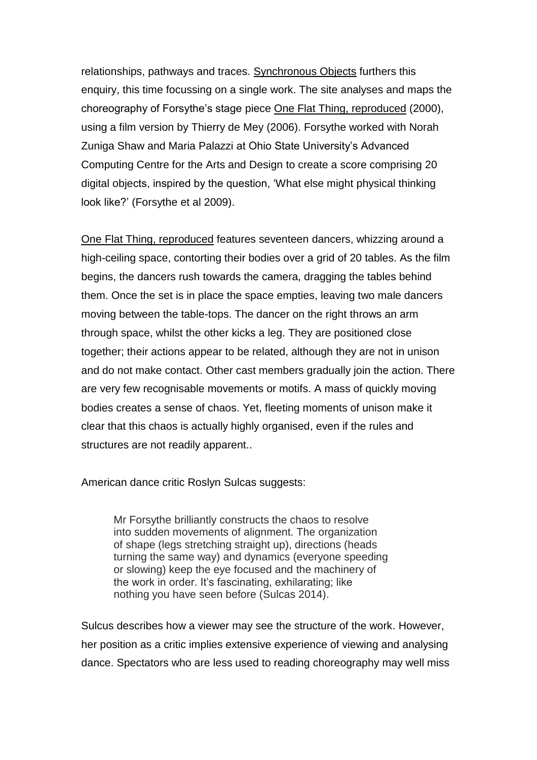relationships, pathways and traces. Synchronous Objects furthers this enquiry, this time focussing on a single work. The site analyses and maps the choreography of Forsythe's stage piece One Flat Thing, reproduced (2000), using a film version by Thierry de Mey (2006). Forsythe worked with Norah Zuniga Shaw and Maria Palazzi at Ohio State University's Advanced Computing Centre for the Arts and Design to create a score comprising 20 digital objects, inspired by the question, 'What else might physical thinking look like?' (Forsythe et al 2009).

One Flat Thing, reproduced features seventeen dancers, whizzing around a high-ceiling space, contorting their bodies over a grid of 20 tables. As the film begins, the dancers rush towards the camera, dragging the tables behind them. Once the set is in place the space empties, leaving two male dancers moving between the table-tops. The dancer on the right throws an arm through space, whilst the other kicks a leg. They are positioned close together; their actions appear to be related, although they are not in unison and do not make contact. Other cast members gradually join the action. There are very few recognisable movements or motifs. A mass of quickly moving bodies creates a sense of chaos. Yet, fleeting moments of unison make it clear that this chaos is actually highly organised, even if the rules and structures are not readily apparent..

American dance critic Roslyn Sulcas suggests:

> Mr Forsythe brilliantly constructs the chaos to resolve into sudden movements of alignment. The organization of shape (legs stretching straight up), directions (heads turning the same way) and dynamics (everyone speeding or slowing) keep the eye focused and the machinery of the work in order. It's fascinating, exhilarating; like nothing you have seen before (Sulcas 2014).

Sulcus describes how a viewer may see the structure of the work. However, her position as a critic implies extensive experience of viewing and analysing dance. Spectators who are less used to reading choreography may well miss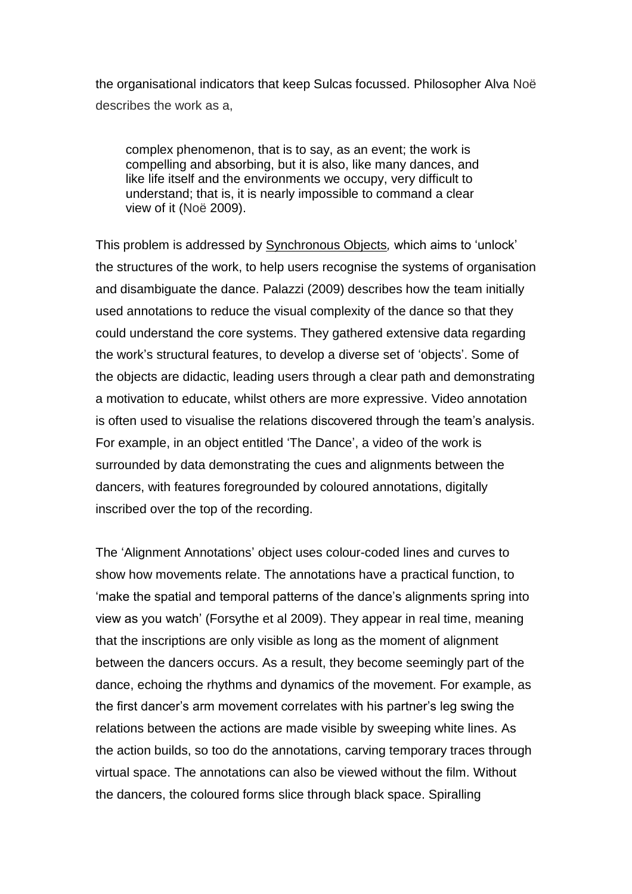the organisational indicators that keep Sulcas focussed. Philosopher Alva Noë describes the work as a,

> complex phenomenon, that is to say, as an event; the work is compelling and absorbing, but it is also, like many dances, and like life itself and the environments we occupy, very difficult to understand; that is, it is nearly impossible to command a clear view of it (Noë 2009).

This problem is addressed by Synchronous Objects*,* which aims to 'unlock' the structures of the work, to help users recognise the systems of organisation and disambiguate the dance. Palazzi (2009) describes how the team initially used annotations to reduce the visual complexity of the dance so that they could understand the core systems. They gathered extensive data regarding the work's structural features, to develop a diverse set of 'objects'. Some of the objects are didactic, leading users through a clear path and demonstrating a motivation to educate, whilst others are more expressive. Video annotation is often used to visualise the relations discovered through the team's analysis. For example, in an object entitled 'The Dance', a video of the work is surrounded by data demonstrating the cues and alignments between the dancers, with features foregrounded by coloured annotations, digitally inscribed over the top of the recording.

The 'Alignment Annotations' object uses colour-coded lines and curves to show how movements relate. The annotations have a practical function, to 'make the spatial and temporal patterns of the dance's alignments spring into view as you watch' (Forsythe et al 2009). They appear in real time, meaning that the inscriptions are only visible as long as the moment of alignment between the dancers occurs. As a result, they become seemingly part of the dance, echoing the rhythms and dynamics of the movement. For example, as the first dancer's arm movement correlates with his partner's leg swing the relations between the actions are made visible by sweeping white lines. As the action builds, so too do the annotations, carving temporary traces through virtual space. The annotations can also be viewed without the film. Without the dancers, the coloured forms slice through black space. Spiralling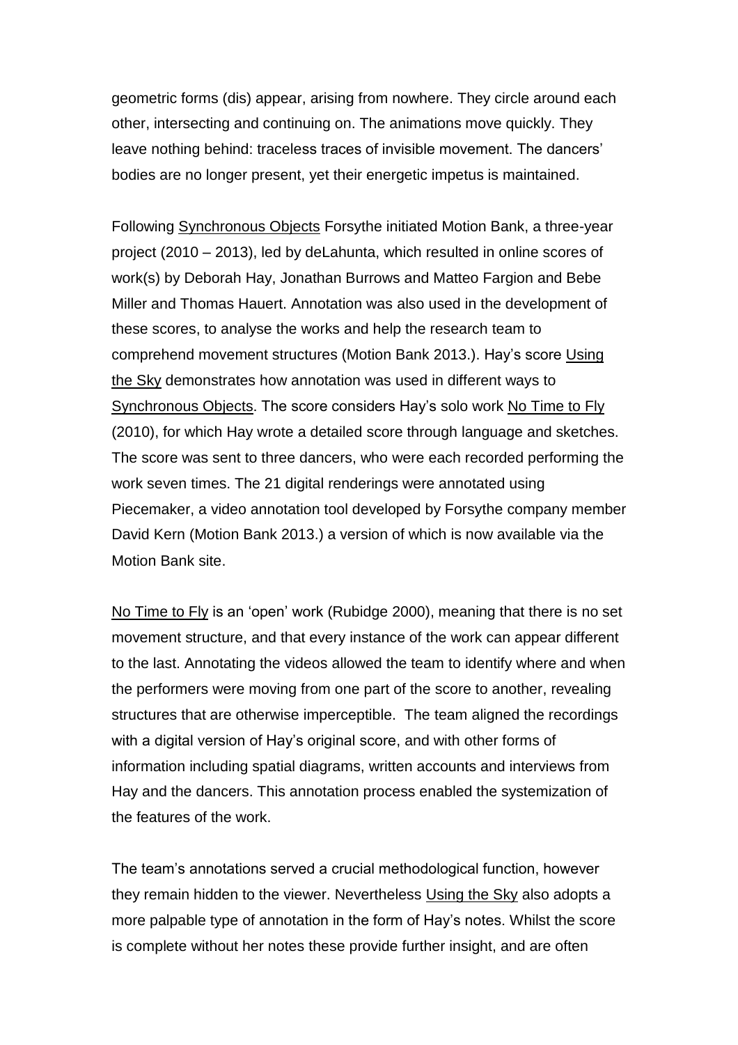geometric forms (dis) appear, arising from nowhere. They circle around each other, intersecting and continuing on. The animations move quickly. They leave nothing behind: traceless traces of invisible movement. The dancers' bodies are no longer present, yet their energetic impetus is maintained.

Following Synchronous Objects Forsythe initiated Motion Bank, a three-year project (2010 – 2013), led by deLahunta, which resulted in online scores of work(s) by Deborah Hay, Jonathan Burrows and Matteo Fargion and Bebe Miller and Thomas Hauert. Annotation was also used in the development of these scores, to analyse the works and help the research team to comprehend movement structures (Motion Bank 2013.). Hay's score Using the Sky demonstrates how annotation was used in different ways to Synchronous Objects. The score considers Hay's solo work No Time to Fly (2010), for which Hay wrote a detailed score through language and sketches. The score was sent to three dancers, who were each recorded performing the work seven times. The 21 digital renderings were annotated using Piecemaker, a video annotation tool developed by Forsythe company member David Kern (Motion Bank 2013.) a version of which is now available via the Motion Bank site.

No Time to Fly is an 'open' work (Rubidge 2000), meaning that there is no set movement structure, and that every instance of the work can appear different to the last. Annotating the videos allowed the team to identify where and when the performers were moving from one part of the score to another, revealing structures that are otherwise imperceptible. The team aligned the recordings with a digital version of Hay's original score, and with other forms of information including spatial diagrams, written accounts and interviews from Hay and the dancers. This annotation process enabled the systemization of the features of the work.

The team's annotations served a crucial methodological function, however they remain hidden to the viewer. Nevertheless Using the Sky also adopts a more palpable type of annotation in the form of Hay's notes. Whilst the score is complete without her notes these provide further insight, and are often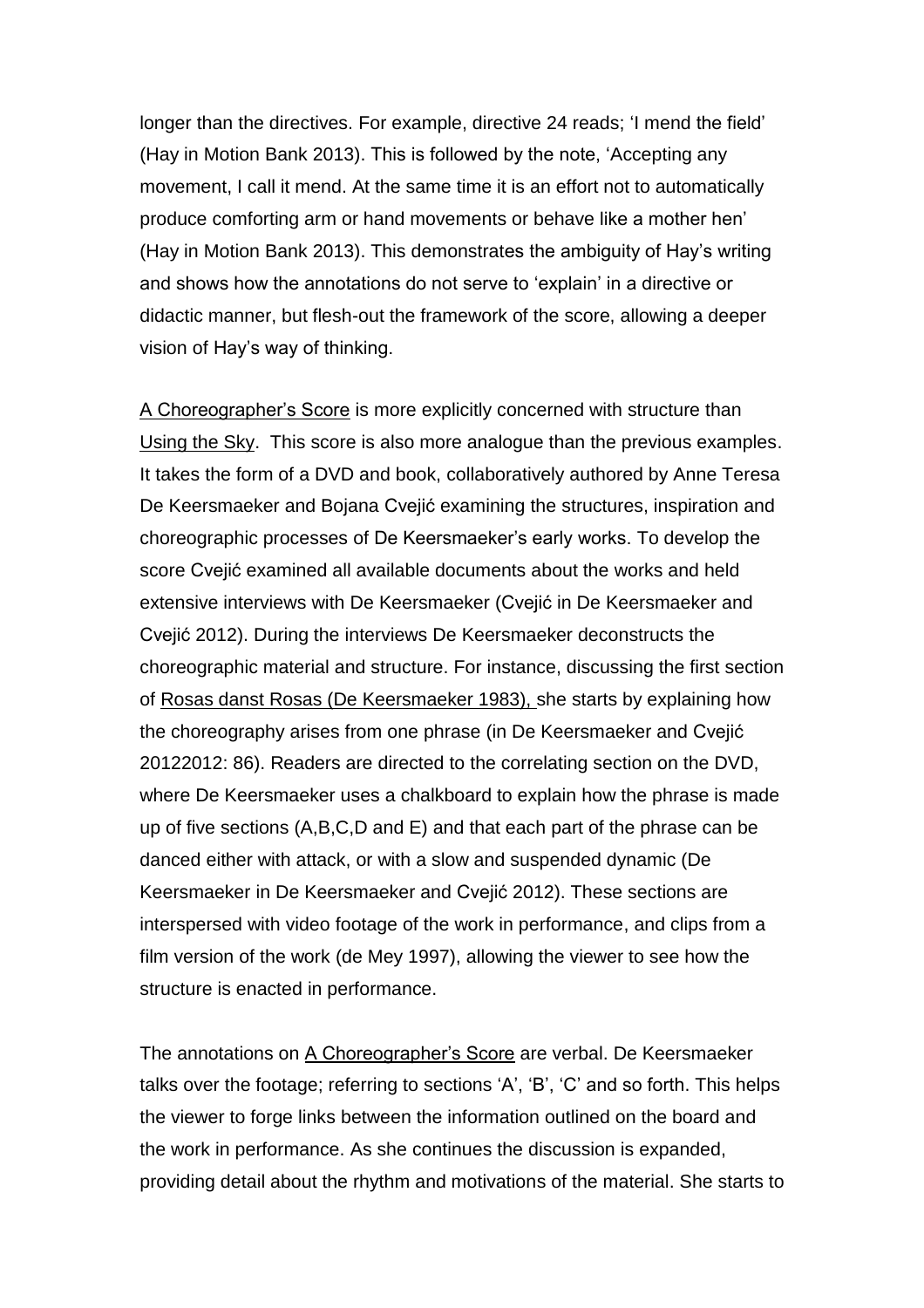longer than the directives. For example, directive 24 reads; 'I mend the field' (Hay in Motion Bank 2013). This is followed by the note, 'Accepting any movement, I call it mend. At the same time it is an effort not to automatically produce comforting arm or hand movements or behave like a mother hen' (Hay in Motion Bank 2013). This demonstrates the ambiguity of Hay's writing and shows how the annotations do not serve to 'explain' in a directive or didactic manner, but flesh-out the framework of the score, allowing a deeper vision of Hay's way of thinking.

A Choreographer's Score is more explicitly concerned with structure than Using the Sky. This score is also more analogue than the previous examples. It takes the form of a DVD and book, collaboratively authored by Anne Teresa De Keersmaeker and Bojana Cvejić examining the structures, inspiration and choreographic processes of De Keersmaeker's early works. To develop the score Cvejić examined all available documents about the works and held extensive interviews with De Keersmaeker (Cvejić in De Keersmaeker and Cvejić 2012). During the interviews De Keersmaeker deconstructs the choreographic material and structure. For instance, discussing the first section of Rosas danst Rosas (De Keersmaeker 1983), she starts by explaining how the choreography arises from one phrase (in De Keersmaeker and Cvejić 20122012: 86). Readers are directed to the correlating section on the DVD, where De Keersmaeker uses a chalkboard to explain how the phrase is made up of five sections (A,B,C,D and E) and that each part of the phrase can be danced either with attack, or with a slow and suspended dynamic (De Keersmaeker in De Keersmaeker and Cvejić 2012). These sections are interspersed with video footage of the work in performance, and clips from a film version of the work (de Mey 1997), allowing the viewer to see how the structure is enacted in performance.

The annotations on A Choreographer's Score are verbal. De Keersmaeker talks over the footage; referring to sections 'A', 'B', 'C' and so forth. This helps the viewer to forge links between the information outlined on the board and the work in performance. As she continues the discussion is expanded, providing detail about the rhythm and motivations of the material. She starts to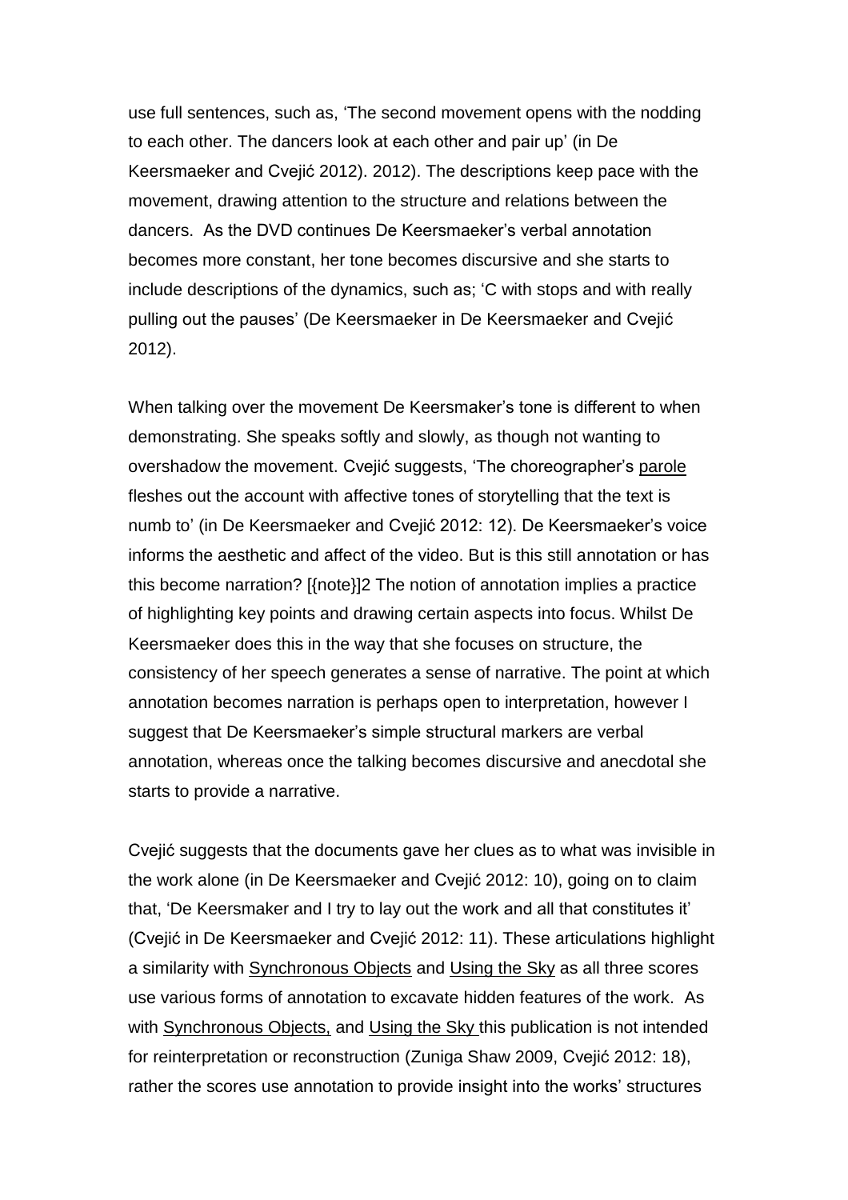use full sentences, such as, 'The second movement opens with the nodding to each other. The dancers look at each other and pair up' (in De Keersmaeker and Cvejić 2012). 2012). The descriptions keep pace with the movement, drawing attention to the structure and relations between the dancers. As the DVD continues De Keersmaeker's verbal annotation becomes more constant, her tone becomes discursive and she starts to include descriptions of the dynamics, such as; 'C with stops and with really pulling out the pauses' (De Keersmaeker in De Keersmaeker and Cvejić 2012).

When talking over the movement De Keersmaker's tone is different to when demonstrating. She speaks softly and slowly, as though not wanting to overshadow the movement. Cvejić suggests, 'The choreographer's <u>parole</u> fleshes out the account with affective tones of storytelling that the text is numb to' (in De Keersmaeker and Cvejić 2012: 12). De Keersmaeker's voice informs the aesthetic and affect of the video. But is this still annotation or has this become narration? [{note}]2 The notion of annotation implies a practice of highlighting key points and drawing certain aspects into focus. Whilst De Keersmaeker does this in the way that she focuses on structure, the consistency of her speech generates a sense of narrative. The point at which annotation becomes narration is perhaps open to interpretation, however I suggest that De Keersmaeker's simple structural markers are verbal annotation, whereas once the talking becomes discursive and anecdotal she starts to provide a narrative.

Cvejić suggests that the documents gave her clues as to what was invisible in the work alone (in De Keersmaeker and Cvejić 2012: 10), going on to claim that, 'De Keersmaker and I try to lay out the work and all that constitutes it' (Cvejić in De Keersmaeker and Cvejić 2012: 11). These articulations highlight a similarity with <u>Synchronous Objects</u> and <u>Using the Sky</u> as all three scores use various forms of annotation to excavate hidden features of the work. As with <u>Synchronous Objects,</u> and <u>Using the Sky</u> this publication is not intended for reinterpretation or reconstruction (Zuniga Shaw 2009, Cvejić 2012: 18), rather the scores use annotation to provide insight into the works' structures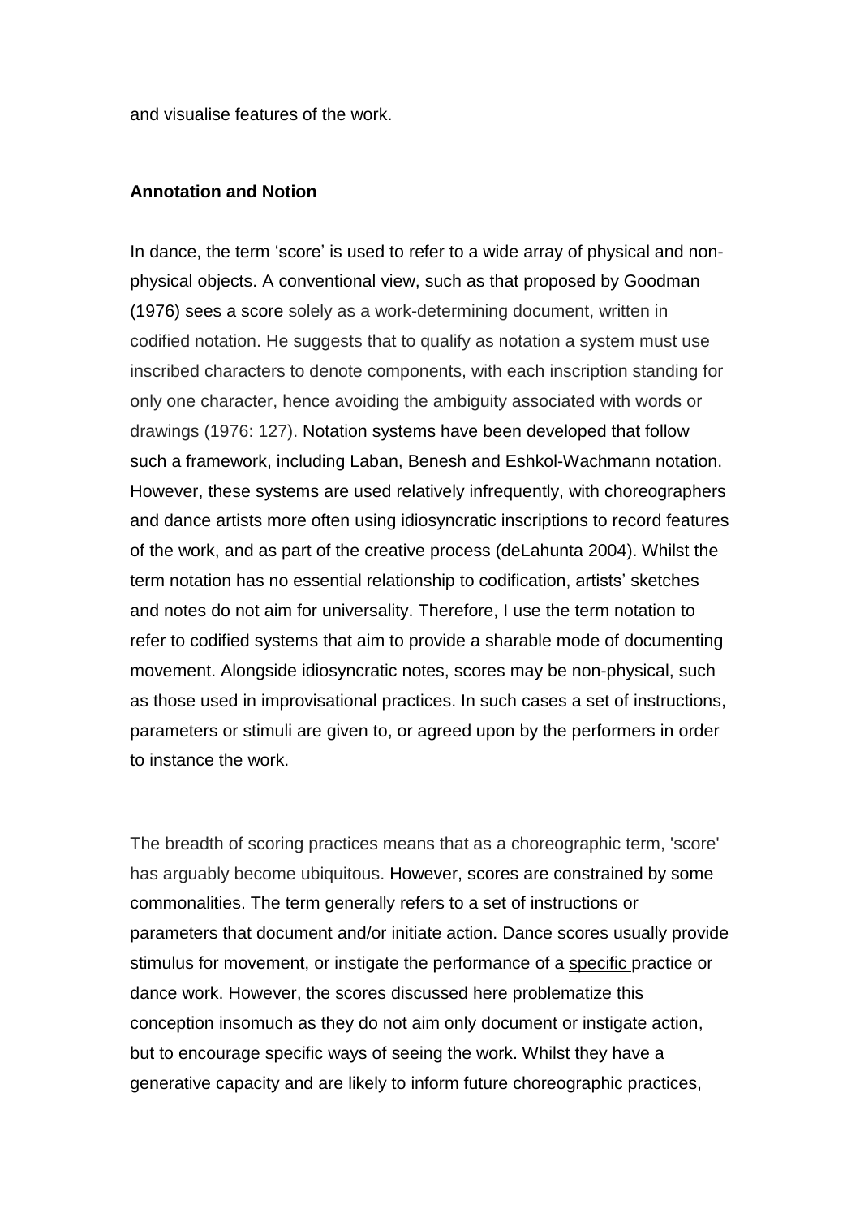and visualise features of the work.

## Annotation and Notion

In dance, the term 'score' is used to refer to a wide array of physical and non-physical objects. A conventional view, such as that proposed by Goodman (1976) sees a score solely as a work-determining document, written in codified notation. He suggests that to qualify as notation a system must use inscribed characters to denote components, with each inscription standing for only one character, hence avoiding the ambiguity associated with words or drawings (1976: 127). Notation systems have been developed that follow such a framework, including Laban, Benesh and Eshkol-Wachmann notation. However, these systems are used relatively infrequently, with choreographers and dance artists more often using idiosyncratic inscriptions to record features of the work, and as part of the creative process (deLahunta 2004). Whilst the term notation has no essential relationship to codification, artists' sketches and notes do not aim for universality. Therefore, I use the term notation to refer to codified systems that aim to provide a sharable mode of documenting movement. Alongside idiosyncratic notes, scores may be non-physical, such as those used in improvisational practices. In such cases a set of instructions, parameters or stimuli are given to, or agreed upon by the performers in order to instance the work.

The breadth of scoring practices means that as a choreographic term, 'score' has arguably become ubiquitous. However, scores are constrained by some commonalities. The term generally refers to a set of instructions or parameters that document and/or initiate action. Dance scores usually provide stimulus for movement, or instigate the performance of a specific practice or dance work. However, the scores discussed here problematize this conception insomuch as they do not aim only document or instigate action, but to encourage specific ways of seeing the work. Whilst they have a generative capacity and are likely to inform future choreographic practices,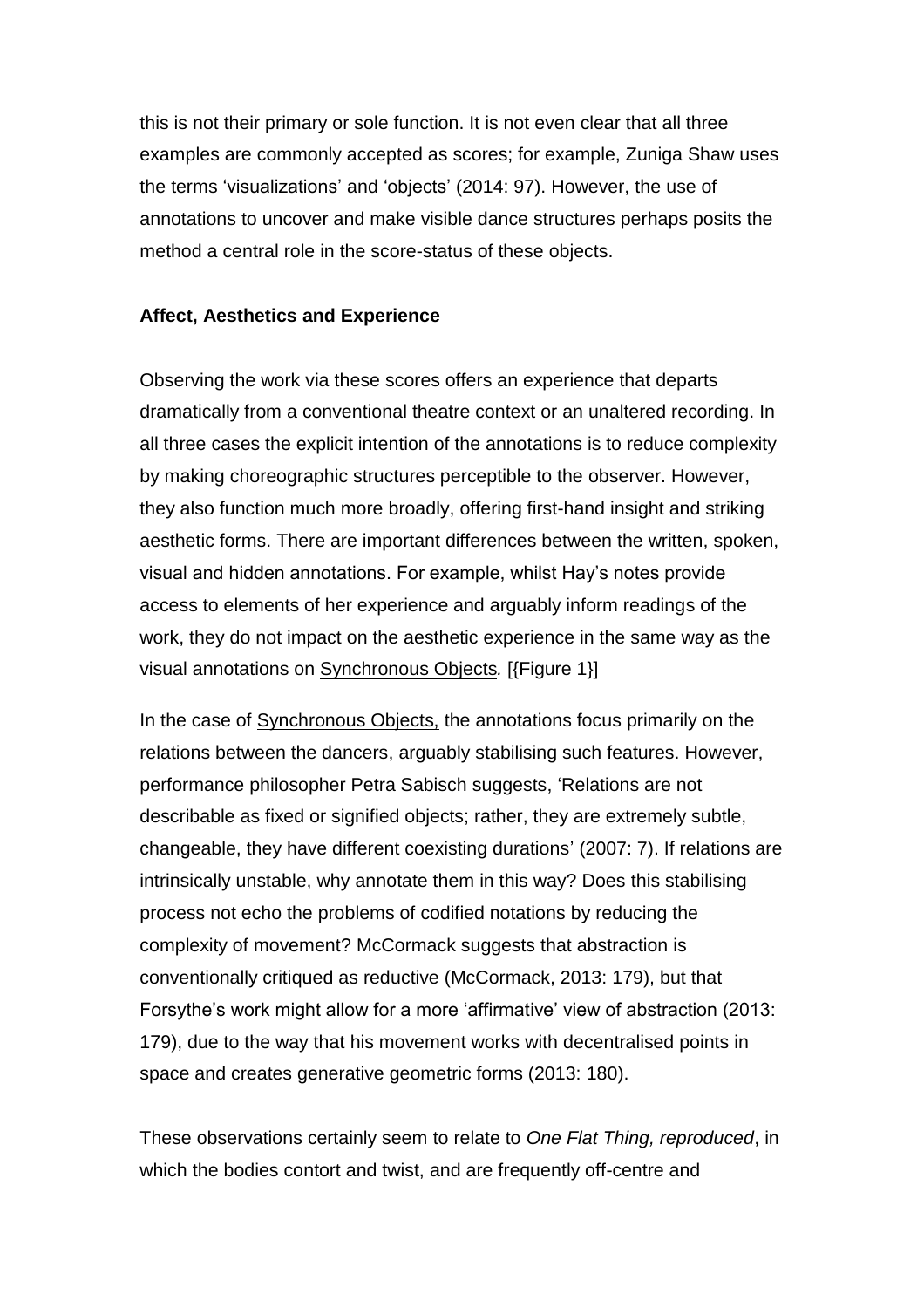this is not their primary or sole function. It is not even clear that all three examples are commonly accepted as scores; for example, Zuniga Shaw uses the terms 'visualizations' and 'objects' (2014: 97). However, the use of annotations to uncover and make visible dance structures perhaps posits the method a central role in the score-status of these objects.

## Affect, Aesthetics and Experience

Observing the work via these scores offers an experience that departs dramatically from a conventional theatre context or an unaltered recording. In all three cases the explicit intention of the annotations is to reduce complexity by making choreographic structures perceptible to the observer. However, they also function much more broadly, offering first-hand insight and striking aesthetic forms. There are important differences between the written, spoken, visual and hidden annotations. For example, whilst Hay's notes provide access to elements of her experience and arguably inform readings of the work, they do not impact on the aesthetic experience in the same way as the visual annotations on Synchronous Objects. [{Figure 1}]

In the case of Synchronous Objects, the annotations focus primarily on the relations between the dancers, arguably stabilising such features. However, performance philosopher Petra Sabisch suggests, 'Relations are not describable as fixed or signified objects; rather, they are extremely subtle, changeable, they have different coexisting durations' (2007: 7). If relations are intrinsically unstable, why annotate them in this way? Does this stabilising process not echo the problems of codified notations by reducing the complexity of movement? McCormack suggests that abstraction is conventionally critiqued as reductive (McCormack, 2013: 179), but that Forsythe's work might allow for a more 'affirmative' view of abstraction (2013: 179), due to the way that his movement works with decentralised points in space and creates generative geometric forms (2013: 180).

These observations certainly seem to relate to *One Flat Thing, reproduced*, in which the bodies contort and twist, and are frequently off-centre and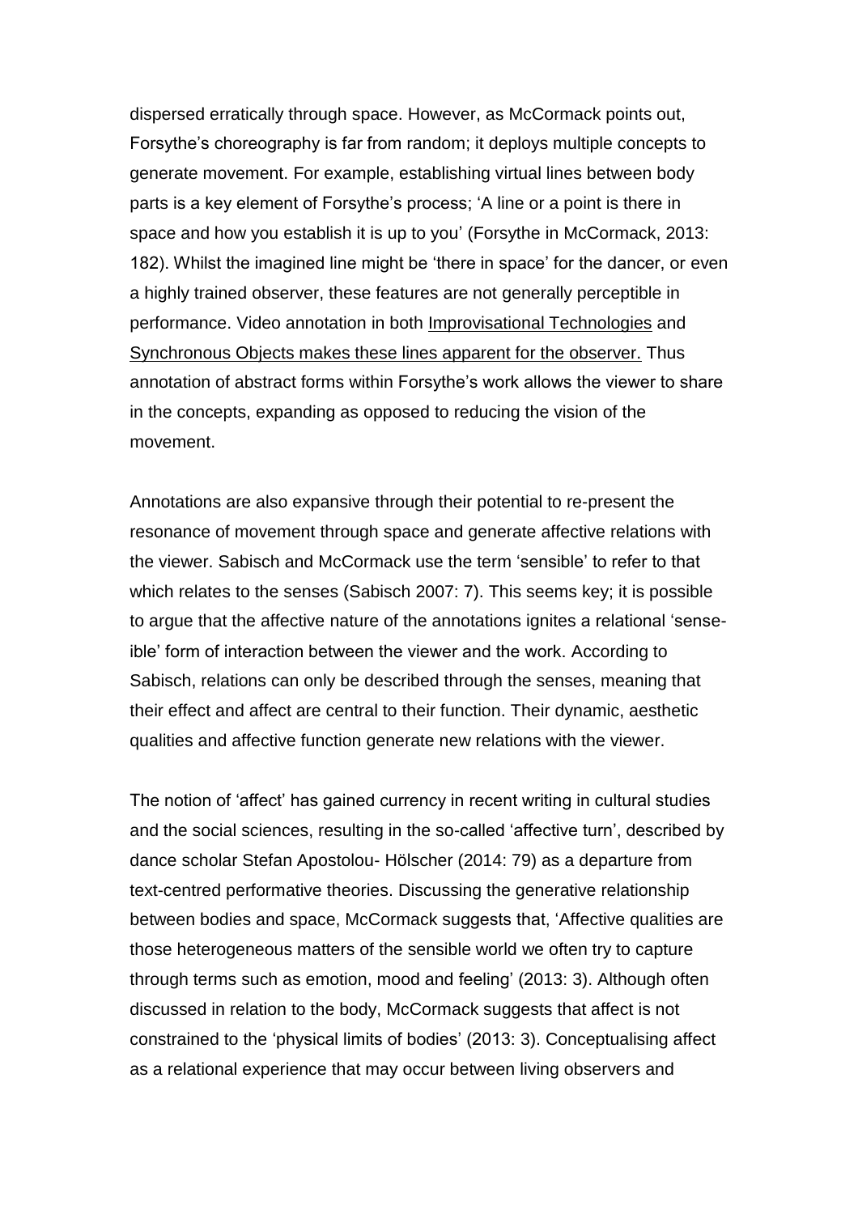dispersed erratically through space. However, as McCormack points out, Forsythe's choreography is far from random; it deploys multiple concepts to generate movement. For example, establishing virtual lines between body parts is a key element of Forsythe's process; 'A line or a point is there in space and how you establish it is up to you' (Forsythe in McCormack, 2013: 182). Whilst the imagined line might be 'there in space' for the dancer, or even a highly trained observer, these features are not generally perceptible in performance. Video annotation in both Improvisational Technologies and Synchronous Objects makes these lines apparent for the observer. Thus annotation of abstract forms within Forsythe's work allows the viewer to share in the concepts, expanding as opposed to reducing the vision of the movement.

Annotations are also expansive through their potential to re-present the resonance of movement through space and generate affective relations with the viewer. Sabisch and McCormack use the term 'sensible' to refer to that which relates to the senses (Sabisch 2007: 7). This seems key; it is possible to argue that the affective nature of the annotations ignites a relational 'sense-ible' form of interaction between the viewer and the work. According to Sabisch, relations can only be described through the senses, meaning that their effect and affect are central to their function. Their dynamic, aesthetic qualities and affective function generate new relations with the viewer.

The notion of 'affect' has gained currency in recent writing in cultural studies and the social sciences, resulting in the so-called 'affective turn', described by dance scholar Stefan Apostolou- Hölscher (2014: 79) as a departure from text-centred performative theories. Discussing the generative relationship between bodies and space, McCormack suggests that, 'Affective qualities are those heterogeneous matters of the sensible world we often try to capture through terms such as emotion, mood and feeling' (2013: 3). Although often discussed in relation to the body, McCormack suggests that affect is not constrained to the 'physical limits of bodies' (2013: 3). Conceptualising affect as a relational experience that may occur between living observers and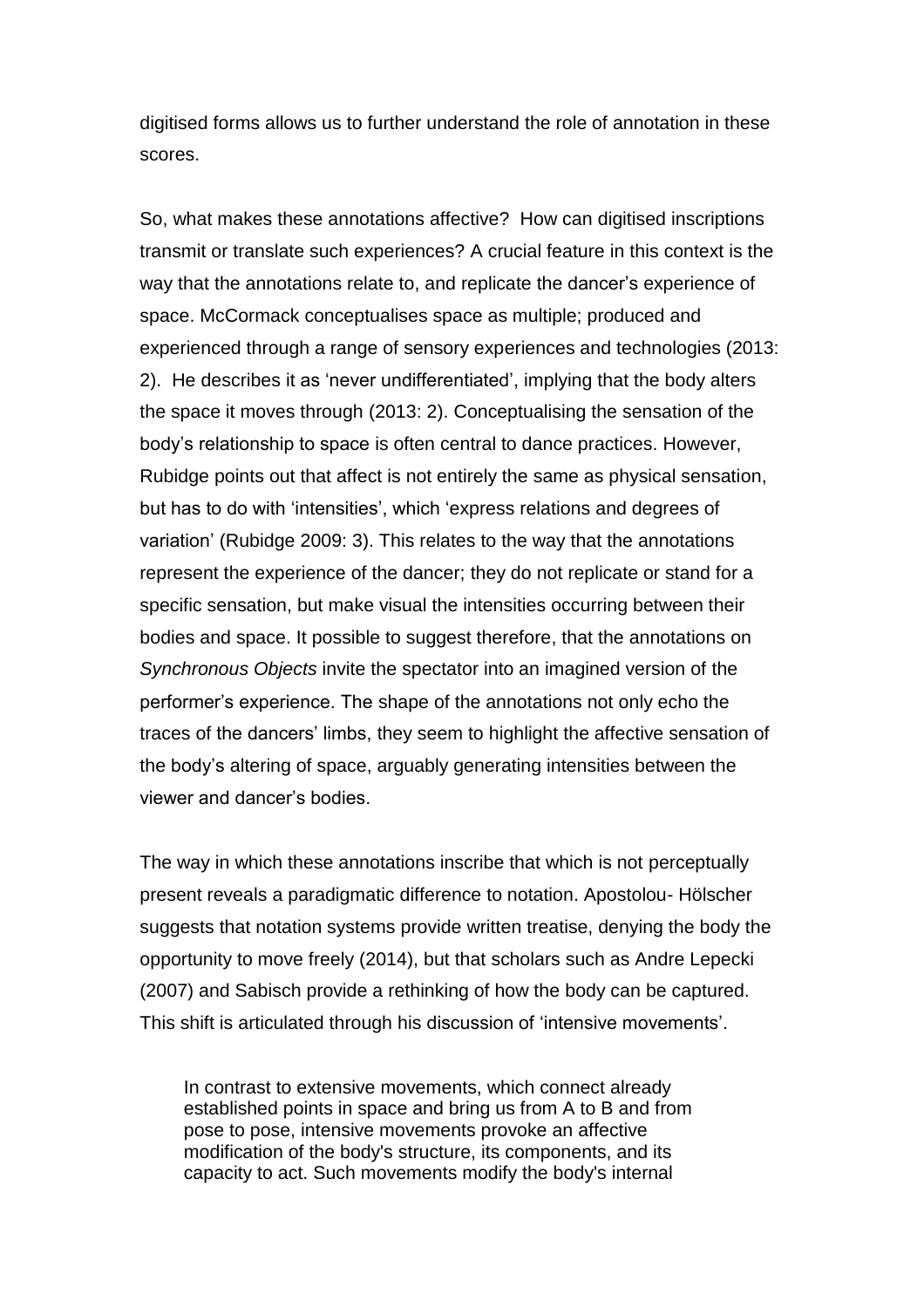digitised forms allows us to further understand the role of annotation in these scores.

So, what makes these annotations affective? How can digitised inscriptions transmit or translate such experiences? A crucial feature in this context is the way that the annotations relate to, and replicate the dancer's experience of space. McCormack conceptualises space as multiple; produced and experienced through a range of sensory experiences and technologies (2013: 2). He describes it as 'never undifferentiated', implying that the body alters the space it moves through (2013: 2). Conceptualising the sensation of the body's relationship to space is often central to dance practices. However, Rubidge points out that affect is not entirely the same as physical sensation, but has to do with 'intensities', which 'express relations and degrees of variation' (Rubidge 2009: 3). This relates to the way that the annotations represent the experience of the dancer; they do not replicate or stand for a specific sensation, but make visual the intensities occurring between their bodies and space. It possible to suggest therefore, that the annotations on *Synchronous Objects* invite the spectator into an imagined version of the performer's experience. The shape of the annotations not only echo the traces of the dancers' limbs, they seem to highlight the affective sensation of the body's altering of space, arguably generating intensities between the viewer and dancer's bodies.

The way in which these annotations inscribe that which is not perceptually present reveals a paradigmatic difference to notation. Apostolou- Hölscher suggests that notation systems provide written treatise, denying the body the opportunity to move freely (2014), but that scholars such as Andre Lepecki (2007) and Sabisch provide a rethinking of how the body can be captured. This shift is articulated through his discussion of 'intensive movements'.

> In contrast to extensive movements, which connect already established points in space and bring us from A to B and from pose to pose, intensive movements provoke an affective modification of the body's structure, its components, and its capacity to act. Such movements modify the body's internal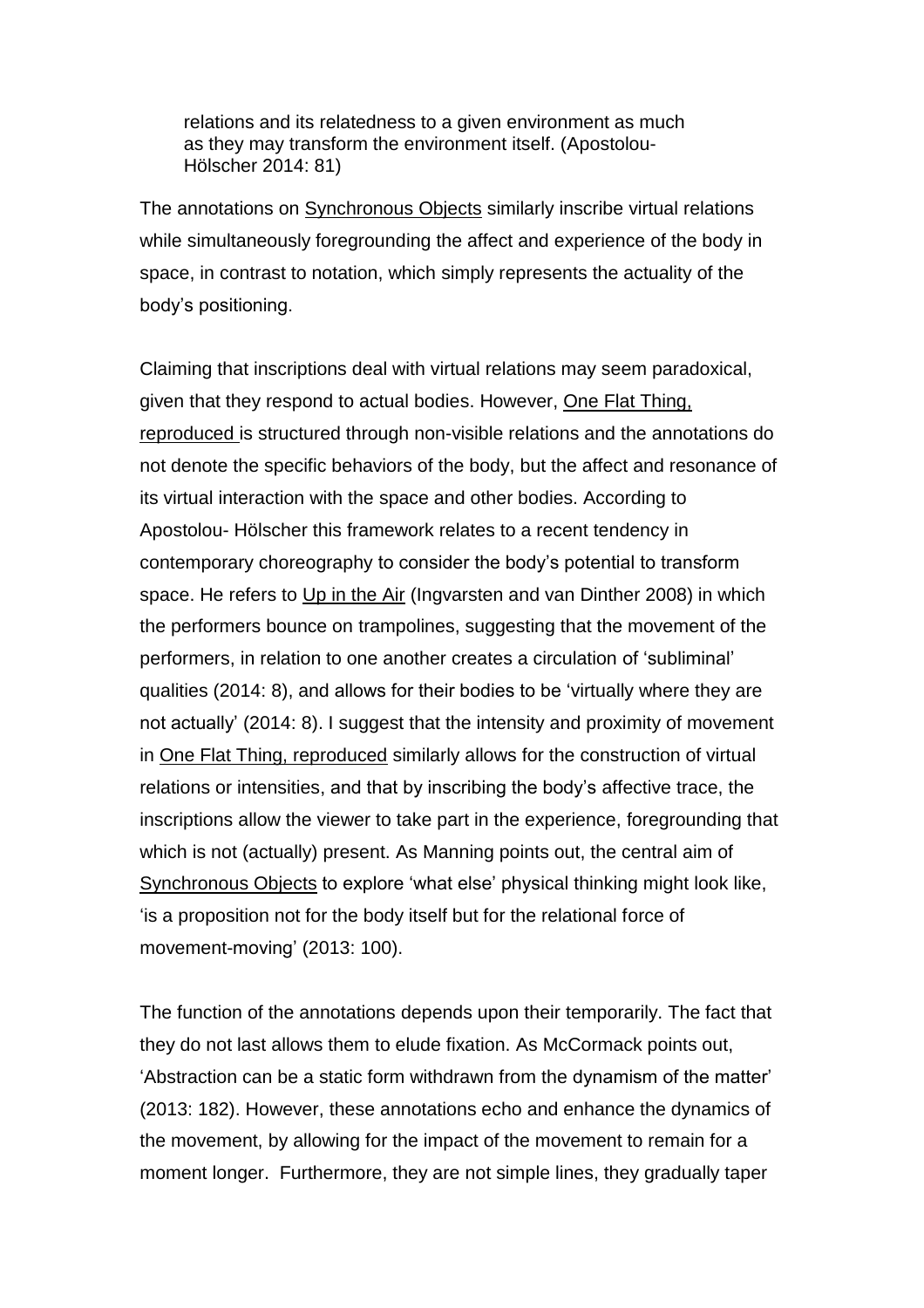> relations and its relatedness to a given environment as much as they may transform the environment itself. (Apostolou-Hölscher 2014: 81)

The annotations on Synchronous Objects similarly inscribe virtual relations while simultaneously foregrounding the affect and experience of the body in space, in contrast to notation, which simply represents the actuality of the body's positioning.

Claiming that inscriptions deal with virtual relations may seem paradoxical, given that they respond to actual bodies. However, One Flat Thing, reproduced is structured through non-visible relations and the annotations do not denote the specific behaviors of the body, but the affect and resonance of its virtual interaction with the space and other bodies. According to Apostolou- Hölscher this framework relates to a recent tendency in contemporary choreography to consider the body's potential to transform space. He refers to Up in the Air (Ingvarsten and van Dinther 2008) in which the performers bounce on trampolines, suggesting that the movement of the performers, in relation to one another creates a circulation of 'subliminal' qualities (2014: 8), and allows for their bodies to be 'virtually where they are not actually' (2014: 8). I suggest that the intensity and proximity of movement in One Flat Thing, reproduced similarly allows for the construction of virtual relations or intensities, and that by inscribing the body's affective trace, the inscriptions allow the viewer to take part in the experience, foregrounding that which is not (actually) present. As Manning points out, the central aim of Synchronous Objects to explore 'what else' physical thinking might look like, 'is a proposition not for the body itself but for the relational force of movement-moving' (2013: 100).

The function of the annotations depends upon their temporarily. The fact that they do not last allows them to elude fixation. As McCormack points out, 'Abstraction can be a static form withdrawn from the dynamism of the matter' (2013: 182). However, these annotations echo and enhance the dynamics of the movement, by allowing for the impact of the movement to remain for a moment longer. Furthermore, they are not simple lines, they gradually taper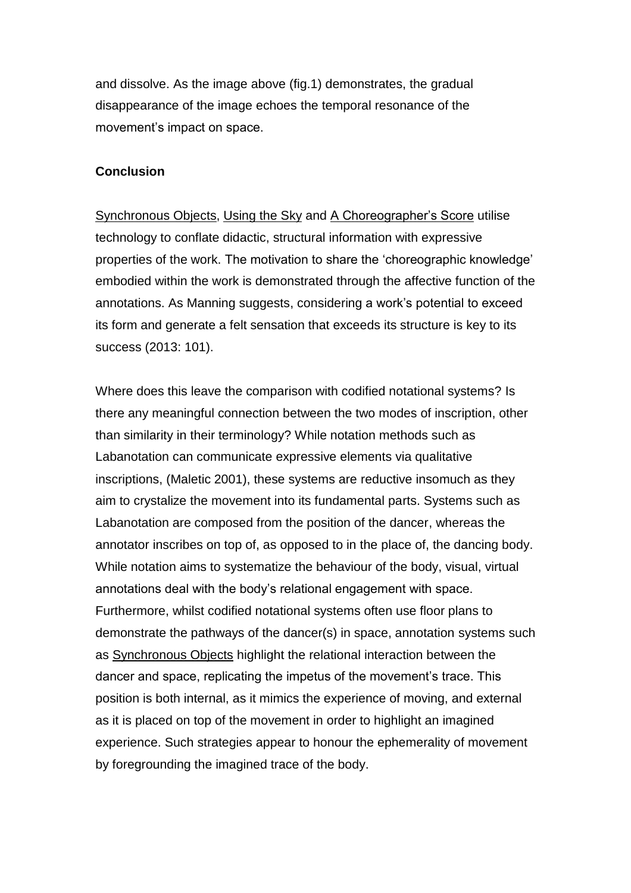and dissolve. As the image above (fig.1) demonstrates, the gradual disappearance of the image echoes the temporal resonance of the movement's impact on space.

**Conclusion**

Synchronous Objects, Using the Sky and A Choreographer's Score utilise technology to conflate didactic, structural information with expressive properties of the work. The motivation to share the 'choreographic knowledge' embodied within the work is demonstrated through the affective function of the annotations. As Manning suggests, considering a work's potential to exceed its form and generate a felt sensation that exceeds its structure is key to its success (2013: 101).

Where does this leave the comparison with codified notational systems? Is there any meaningful connection between the two modes of inscription, other than similarity in their terminology? While notation methods such as Labanotation can communicate expressive elements via qualitative inscriptions, (Maletic 2001), these systems are reductive insomuch as they aim to crystalize the movement into its fundamental parts. Systems such as Labanotation are composed from the position of the dancer, whereas the annotator inscribes on top of, as opposed to in the place of, the dancing body. While notation aims to systematize the behaviour of the body, visual, virtual annotations deal with the body's relational engagement with space. Furthermore, whilst codified notational systems often use floor plans to demonstrate the pathways of the dancer(s) in space, annotation systems such as Synchronous Objects highlight the relational interaction between the dancer and space, replicating the impetus of the movement's trace. This position is both internal, as it mimics the experience of moving, and external as it is placed on top of the movement in order to highlight an imagined experience. Such strategies appear to honour the ephemerality of movement by foregrounding the imagined trace of the body.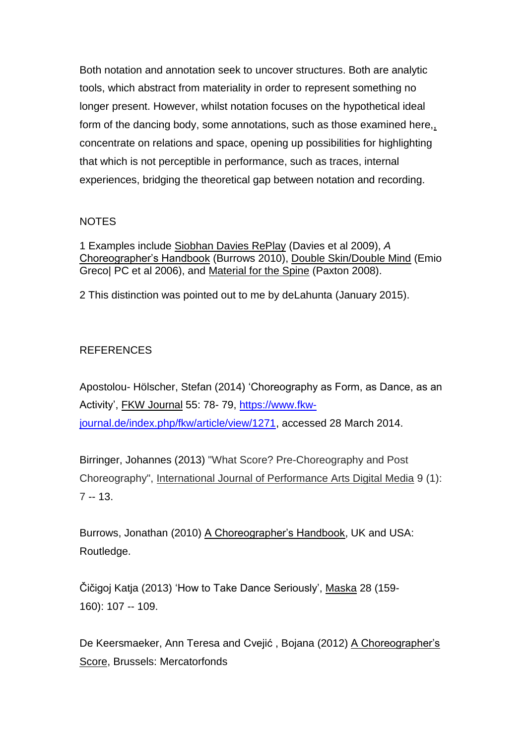Both notation and annotation seek to uncover structures. Both are analytic tools, which abstract from materiality in order to represent something no longer present. However, whilst notation focuses on the hypothetical ideal form of the dancing body, some annotations, such as those examined here,, concentrate on relations and space, opening up possibilities for highlighting that which is not perceptible in performance, such as traces, internal experiences, bridging the theoretical gap between notation and recording.

## NOTES

1 Examples include Siobhan Davies RePlay (Davies et al 2009), *A Choreographer's Handbook* (Burrows 2010), Double Skin/Double Mind (Emio Greco| PC et al 2006), and Material for the Spine (Paxton 2008).

2 This distinction was pointed out to me by deLahunta (January 2015).

## REFERENCES

Apostolou- Hölscher, Stefan (2014) 'Choreography as Form, as Dance, as an Activity', FKW Journal 55: 78- 79, https://www.fkw-journal.de/index.php/fkw/article/view/1271, accessed 28 March 2014.

Birringer, Johannes (2013) "What Score? Pre-Choreography and Post Choreography", International Journal of Performance Arts Digital Media 9 (1): 7 -- 13.

Burrows, Jonathan (2010) A Choreographer's Handbook, UK and USA: Routledge.

Čičigoj Katja (2013) 'How to Take Dance Seriously', Maska 28 (159-160): 107 -- 109.

De Keersmaeker, Ann Teresa and Cvejić , Bojana (2012) A Choreographer's Score, Brussels: Mercatorfonds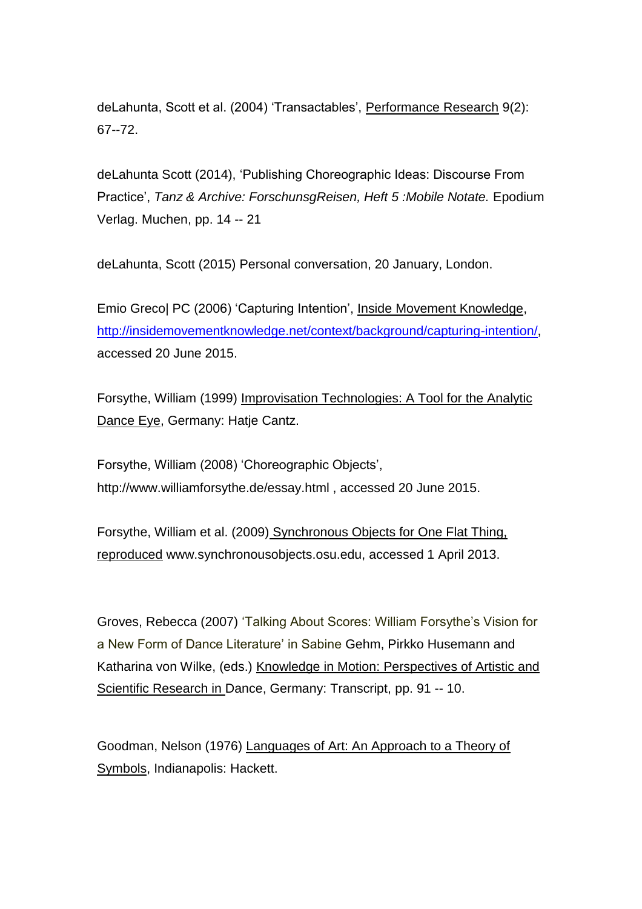deLahunta, Scott et al. (2004) 'Transactables', Performance Research 9(2): 67--72.

deLahunta Scott (2014), 'Publishing Choreographic Ideas: Discourse From Practice', *Tanz & Archive: ForschunsgReisen, Heft 5 :Mobile Notate.* Epodium Verlag. Muchen, pp. 14 -- 21

deLahunta, Scott (2015) Personal conversation, 20 January, London.

Emio Greco| PC (2006) 'Capturing Intention', Inside Movement Knowledge, http://insidemovementknowledge.net/context/background/capturing-intention/, accessed 20 June 2015.

Forsythe, William (1999) Improvisation Technologies: A Tool for the Analytic Dance Eye, Germany: Hatje Cantz.

Forsythe, William (2008) 'Choreographic Objects', http://www.williamforsythe.de/essay.html , accessed 20 June 2015.

Forsythe, William et al. (2009) Synchronous Objects for One Flat Thing, reproduced www.synchronousobjects.osu.edu, accessed 1 April 2013.

Groves, Rebecca (2007) 'Talking About Scores: William Forsythe's Vision for a New Form of Dance Literature' in Sabine Gehm, Pirkko Husemann and Katharina von Wilke, (eds.) Knowledge in Motion: Perspectives of Artistic and Scientific Research in Dance, Germany: Transcript, pp. 91 -- 10.

Goodman, Nelson (1976) Languages of Art: An Approach to a Theory of Symbols, Indianapolis: Hackett.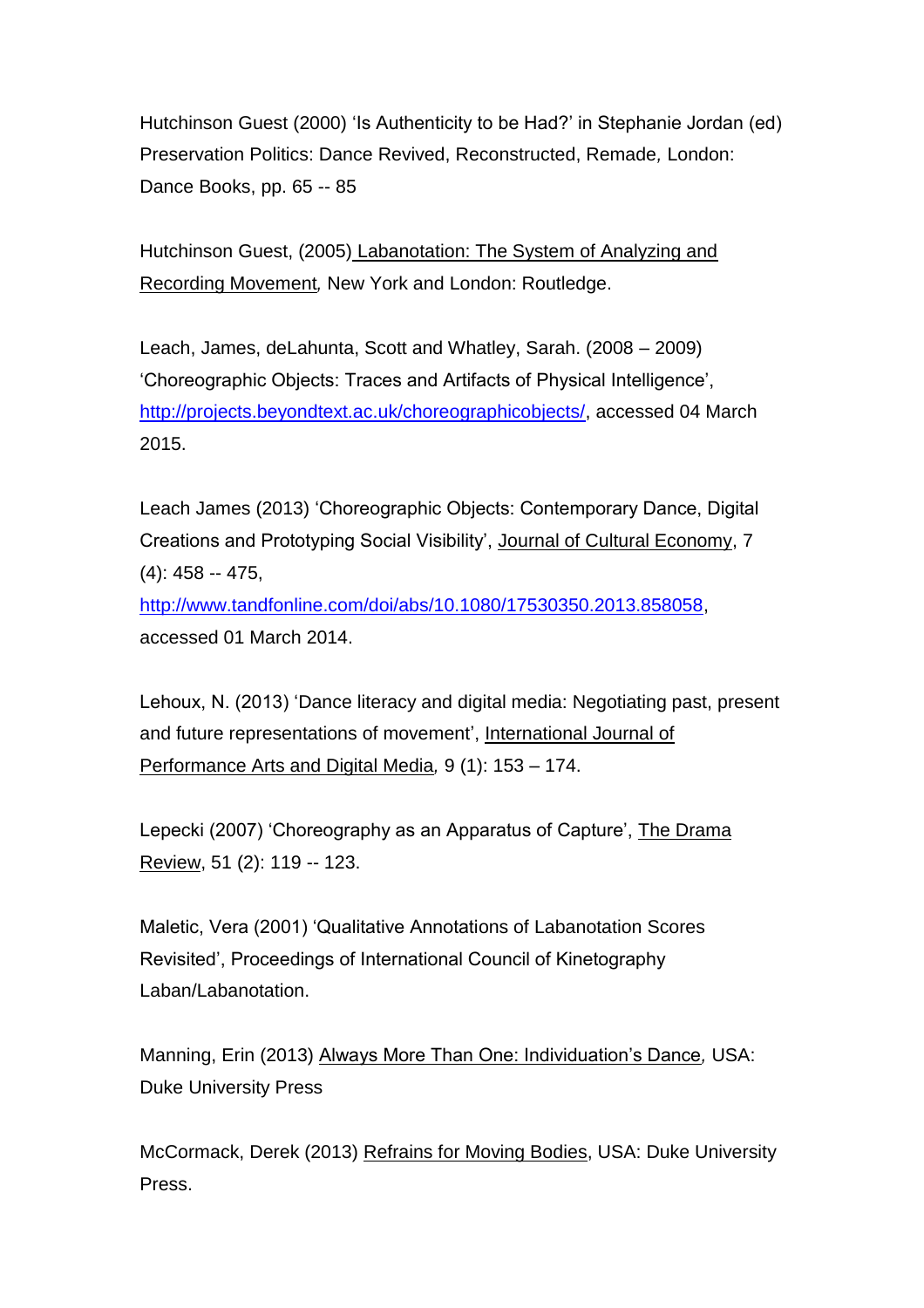Hutchinson Guest (2000) 'Is Authenticity to be Had?' in Stephanie Jordan (ed) Preservation Politics: Dance Revived, Reconstructed, Remade, London: Dance Books, pp. 65 -- 85

Hutchinson Guest, (2005) Labanotation: The System of Analyzing and Recording Movement, New York and London: Routledge.

Leach, James, deLahunta, Scott and Whatley, Sarah. (2008 – 2009) 'Choreographic Objects: Traces and Artifacts of Physical Intelligence', http://projects.beyondtext.ac.uk/choreographicobjects/, accessed 04 March 2015.

Leach James (2013) 'Choreographic Objects: Contemporary Dance, Digital Creations and Prototyping Social Visibility', Journal of Cultural Economy, 7 (4): 458 -- 475, http://www.tandfonline.com/doi/abs/10.1080/17530350.2013.858058, accessed 01 March 2014.

Lehoux, N. (2013) 'Dance literacy and digital media: Negotiating past, present and future representations of movement', International Journal of Performance Arts and Digital Media, 9 (1): 153 – 174.

Lepecki (2007) 'Choreography as an Apparatus of Capture', The Drama Review, 51 (2): 119 -- 123.

Maletic, Vera (2001) 'Qualitative Annotations of Labanotation Scores Revisited', Proceedings of International Council of Kinetography Laban/Labanotation.

Manning, Erin (2013) Always More Than One: Individuation's Dance, USA: Duke University Press

McCormack, Derek (2013) Refrains for Moving Bodies, USA: Duke University Press.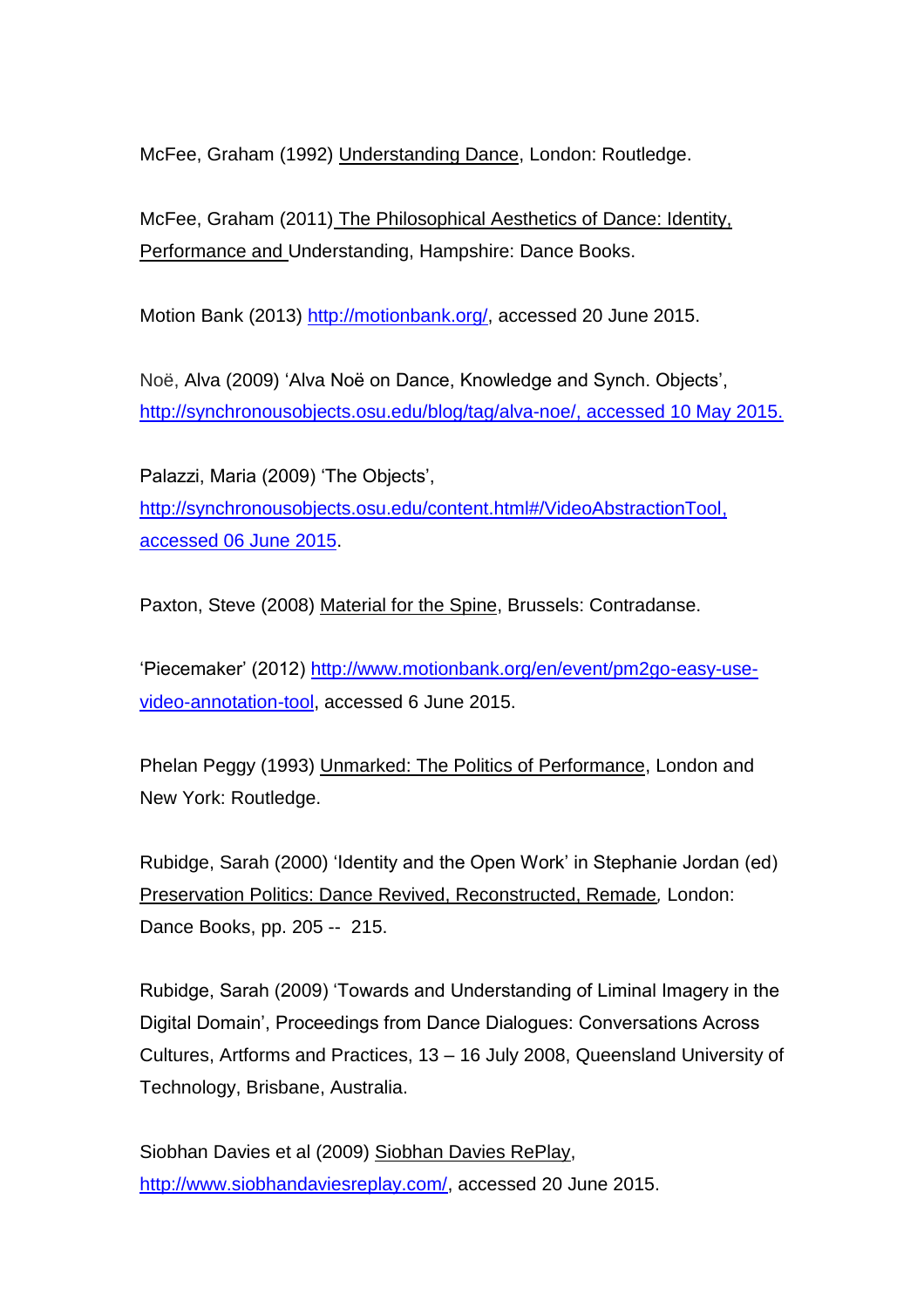McFee, Graham (1992) Understanding Dance, London: Routledge.

McFee, Graham (2011) The Philosophical Aesthetics of Dance: Identity, Performance and Understanding, Hampshire: Dance Books.

Motion Bank (2013) http://motionbank.org/, accessed 20 June 2015.

Noë, Alva (2009) 'Alva Noë on Dance, Knowledge and Synch. Objects', http://synchronousobjects.osu.edu/blog/tag/alva-noe/, accessed 10 May 2015.

Palazzi, Maria (2009) 'The Objects', http://synchronousobjects.osu.edu/content.html#/VideoAbstractionTool, accessed 06 June 2015.

Paxton, Steve (2008) Material for the Spine, Brussels: Contradanse.

'Piecemaker' (2012) http://www.motionbank.org/en/event/pm2go-easy-use-video-annotation-tool, accessed 6 June 2015.

Phelan Peggy (1993) Unmarked: The Politics of Performance, London and New York: Routledge.

Rubidge, Sarah (2000) 'Identity and the Open Work' in Stephanie Jordan (ed) Preservation Politics: Dance Revived, Reconstructed, Remade, London: Dance Books, pp. 205 -- 215.

Rubidge, Sarah (2009) 'Towards and Understanding of Liminal Imagery in the Digital Domain', Proceedings from Dance Dialogues: Conversations Across Cultures, Artforms and Practices, 13 – 16 July 2008, Queensland University of Technology, Brisbane, Australia.

Siobhan Davies et al (2009) Siobhan Davies RePlay, http://www.siobhandaviesreplay.com/, accessed 20 June 2015.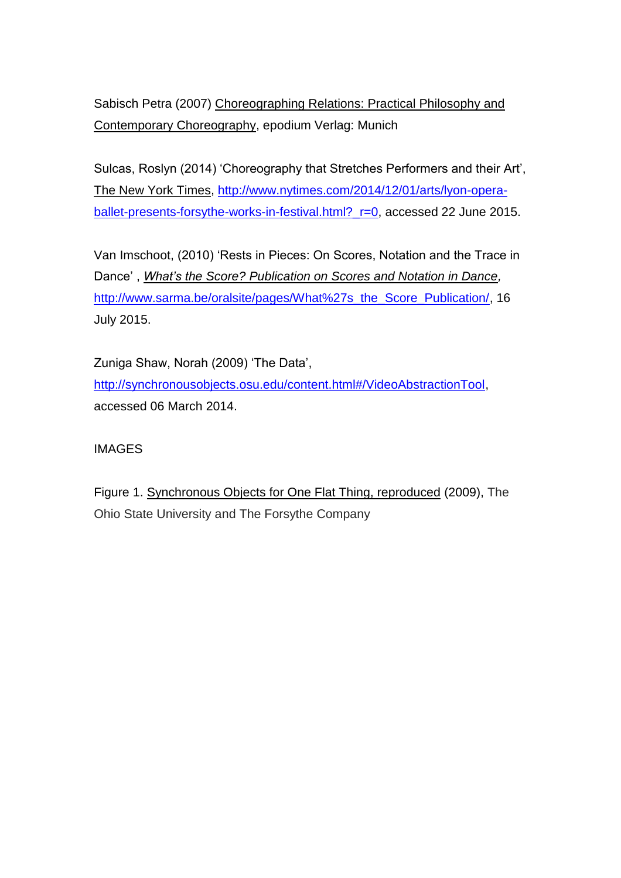Sabisch Petra (2007) Choreographing Relations: Practical Philosophy and Contemporary Choreography, epodium Verlag: Munich

Sulcas, Roslyn (2014) 'Choreography that Stretches Performers and their Art', The New York Times, http://www.nytimes.com/2014/12/01/arts/lyon-opera-ballet-presents-forsythe-works-in-festival.html?_r=0, accessed 22 June 2015.

Van Imschoot, (2010) 'Rests in Pieces: On Scores, Notation and the Trace in Dance' , *What's the Score? Publication on Scores and Notation in Dance,* http://www.sarma.be/oralsite/pages/What%27s_the_Score_Publication/, 16 July 2015.

Zuniga Shaw, Norah (2009) 'The Data', http://synchronousobjects.osu.edu/content.html#/VideoAbstractionTool, accessed 06 March 2014.

IMAGES

Figure 1. Synchronous Objects for One Flat Thing, reproduced (2009), The Ohio State University and The Forsythe Company